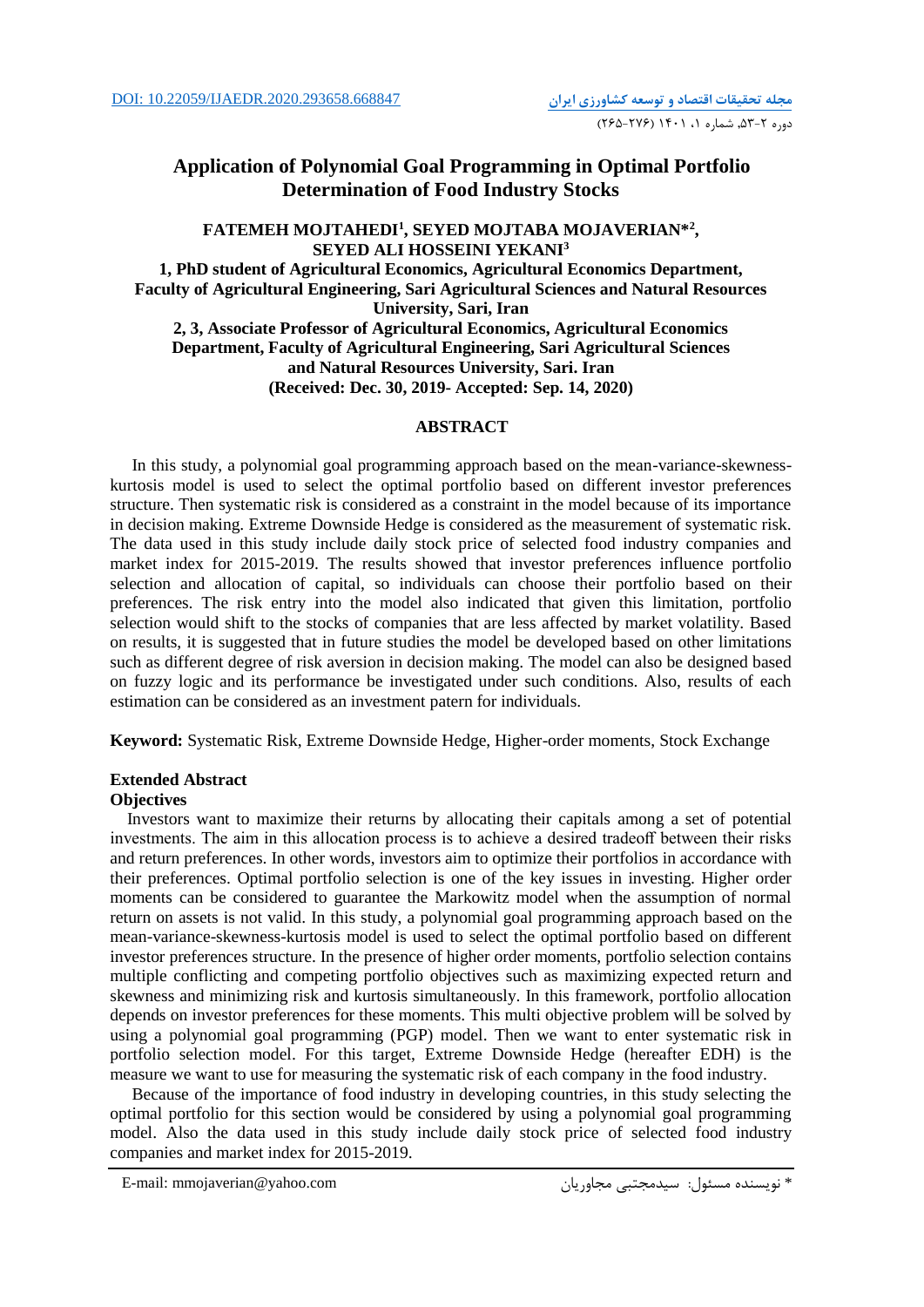DOI: 10.22059/IJAEDR.2020.293658.668847

# Application of Polynomial Goal Programming in Optimal Portfolio Determination of Food Industry Stocks

**FATEMEH MOJTAHEDI[1], SEYED MOJTABA MOJAVERIAN*[2], SEYED ALI HOSSEINI YEKANI[3]**

**1, PhD student of Agricultural Economics, Agricultural Economics Department, Faculty of Agricultural Engineering, Sari Agricultural Sciences and Natural Resources University, Sari, Iran**

**2, 3, Associate Professor of Agricultural Economics, Agricultural Economics Department, Faculty of Agricultural Engineering, Sari Agricultural Sciences and Natural Resources University, Sari. Iran**

**(Received: Dec. 30, 2019- Accepted: Sep. 14, 2020)**

## ABSTRACT

In this study, a polynomial goal programming approach based on the mean-variance-skewness-kurtosis model is used to select the optimal portfolio based on different investor preferences structure. Then systematic risk is considered as a constraint in the model because of its importance in decision making. Extreme Downside Hedge is considered as the measurement of systematic risk. The data used in this study include daily stock price of selected food industry companies and market index for 2015-2019. The results showed that investor preferences influence portfolio selection and allocation of capital, so individuals can choose their portfolio based on their preferences. The risk entry into the model also indicated that given this limitation, portfolio selection would shift to the stocks of companies that are less affected by market volatility. Based on results, it is suggested that in future studies the model be developed based on other limitations such as different degree of risk aversion in decision making. The model can also be designed based on fuzzy logic and its performance be investigated under such conditions. Also, results of each estimation can be considered as an investment patern for individuals.

**Keyword:** Systematic Risk, Extreme Downside Hedge, Higher-order moments, Stock Exchange

## Extended Abstract

### Objectives

Investors want to maximize their returns by allocating their capitals among a set of potential investments. The aim in this allocation process is to achieve a desired tradeoff between their risks and return preferences. In other words, investors aim to optimize their portfolios in accordance with their preferences. Optimal portfolio selection is one of the key issues in investing. Higher order moments can be considered to guarantee the Markowitz model when the assumption of normal return on assets is not valid. In this study, a polynomial goal programming approach based on the mean-variance-skewness-kurtosis model is used to select the optimal portfolio based on different investor preferences structure. In the presence of higher order moments, portfolio selection contains multiple conflicting and competing portfolio objectives such as maximizing expected return and skewness and minimizing risk and kurtosis simultaneously. In this framework, portfolio allocation depends on investor preferences for these moments. This multi objective problem will be solved by using a polynomial goal programming (PGP) model. Then we want to enter systematic risk in portfolio selection model. For this target, Extreme Downside Hedge (hereafter EDH) is the measure we want to use for measuring the systematic risk of each company in the food industry.

Because of the importance of food industry in developing countries, in this study selecting the optimal portfolio for this section would be considered by using a polynomial goal programming model. Also the data used in this study include daily stock price of selected food industry companies and market index for 2015-2019.

E-mail: mmojaverian@yahoo.com

* نویسنده مسئول: سیدمجتبی مجاوریان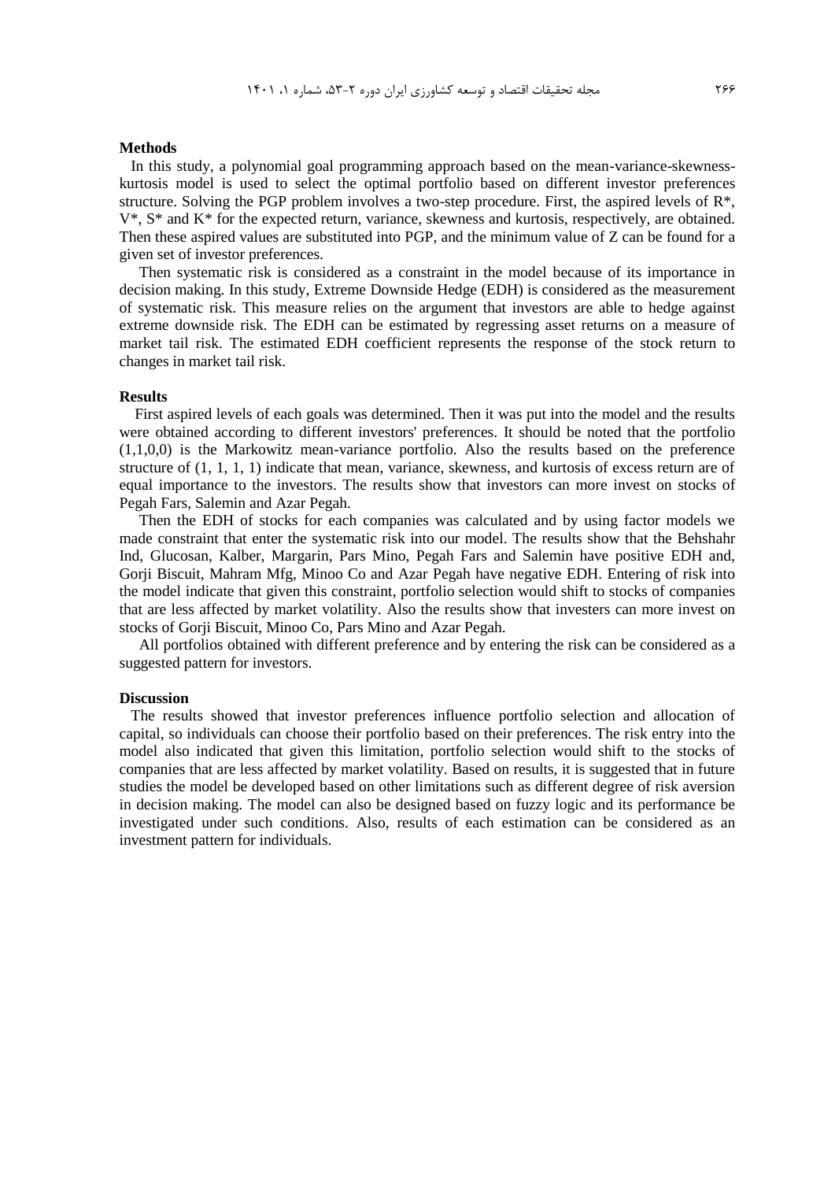**Methods**

In this study, a polynomial goal programming approach based on the mean-variance-skewness-kurtosis model is used to select the optimal portfolio based on different investor preferences structure. Solving the PGP problem involves a two-step procedure. First, the aspired levels of $R^*$, $V^*$, $S^*$ and $K^*$ for the expected return, variance, skewness and kurtosis, respectively, are obtained. Then these aspired values are substituted into PGP, and the minimum value of Z can be found for a given set of investor preferences.

Then systematic risk is considered as a constraint in the model because of its importance in decision making. In this study, Extreme Downside Hedge (EDH) is considered as the measurement of systematic risk. This measure relies on the argument that investors are able to hedge against extreme downside risk. The EDH can be estimated by regressing asset returns on a measure of market tail risk. The estimated EDH coefficient represents the response of the stock return to changes in market tail risk.

**Results**

First aspired levels of each goals was determined. Then it was put into the model and the results were obtained according to different investors' preferences. It should be noted that the portfolio (1,1,0,0) is the Markowitz mean-variance portfolio. Also the results based on the preference structure of (1, 1, 1, 1) indicate that mean, variance, skewness, and kurtosis of excess return are of equal importance to the investors. The results show that investors can more invest on stocks of Pegah Fars, Salemin and Azar Pegah.

Then the EDH of stocks for each companies was calculated and by using factor models we made constraint that enter the systematic risk into our model. The results show that the Behshahr Ind, Glucosan, Kalber, Margarin, Pars Mino, Pegah Fars and Salemin have positive EDH and, Gorji Biscuit, Mahram Mfg, Minoo Co and Azar Pegah have negative EDH. Entering of risk into the model indicate that given this constraint, portfolio selection would shift to stocks of companies that are less affected by market volatility. Also the results show that investers can more invest on stocks of Gorji Biscuit, Minoo Co, Pars Mino and Azar Pegah.

All portfolios obtained with different preference and by entering the risk can be considered as a suggested pattern for investors.

**Discussion**

The results showed that investor preferences influence portfolio selection and allocation of capital, so individuals can choose their portfolio based on their preferences. The risk entry into the model also indicated that given this limitation, portfolio selection would shift to the stocks of companies that are less affected by market volatility. Based on results, it is suggested that in future studies the model be developed based on other limitations such as different degree of risk aversion in decision making. The model can also be designed based on fuzzy logic and its performance be investigated under such conditions. Also, results of each estimation can be considered as an investment pattern for individuals.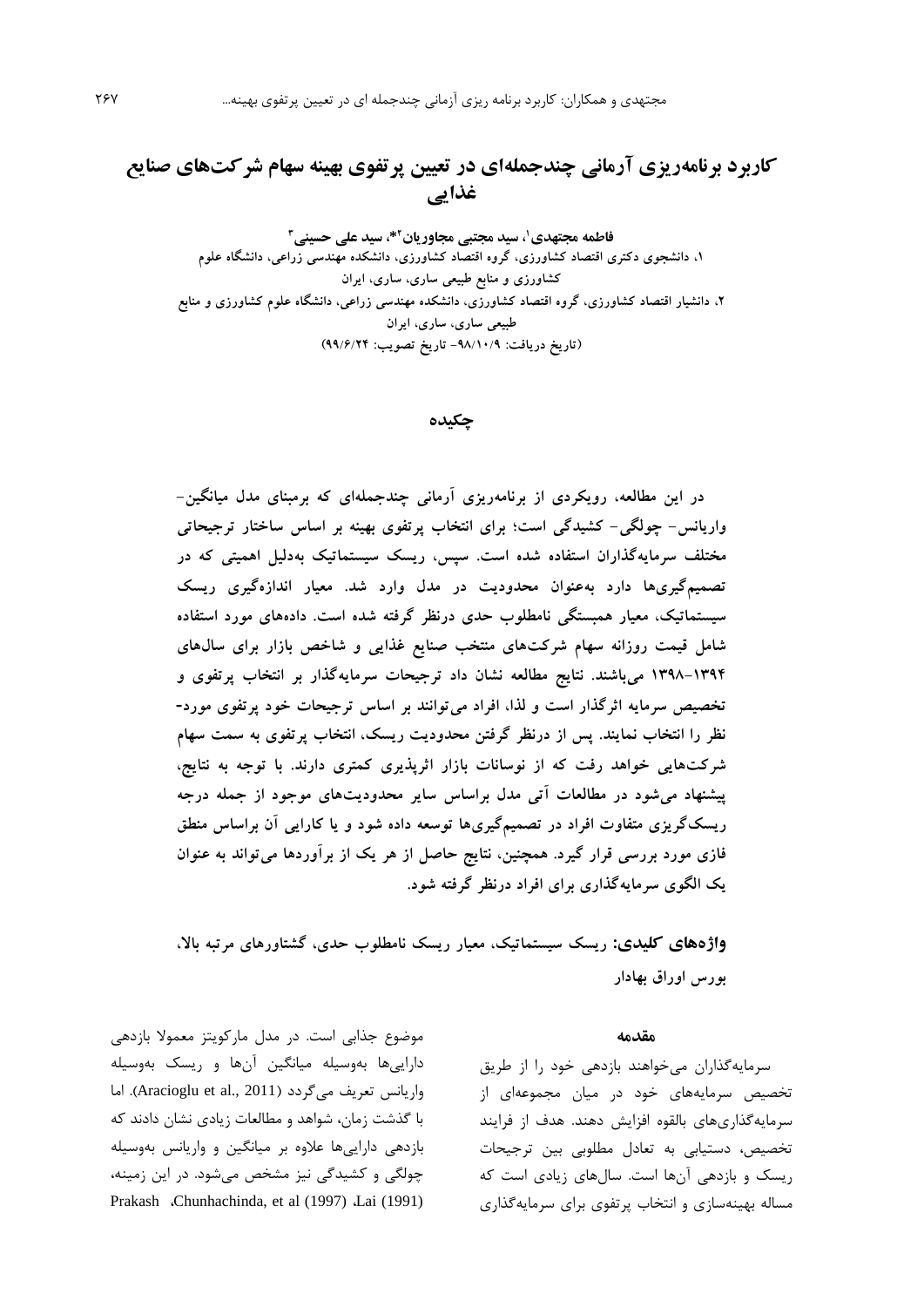# کاربرد برنامه‌ریزی آرمانی چندجمله‌ای در تعیین پرتفوی بهینه سهام شرکت‌های صنایع غذایی

**فاطمه مجتهدی[1]، سید مجتبی مجاوریان[2]*، سید علی حسینی[3]**

۱، دانشجوی دکتری اقتصاد کشاورزی، گروه اقتصاد کشاورزی، دانشکده مهندسی زراعی، دانشگاه علوم کشاورزی و منابع طبیعی ساری، ساری، ایران

۲، دانشیار اقتصاد کشاورزی، گروه اقتصاد کشاورزی، دانشکده مهندسی زراعی، دانشگاه علوم کشاورزی و منابع طبیعی ساری، ساری، ایران

(تاریخ دریافت: ۹۸/۱۰/۹- تاریخ تصویب: ۹۹/۶/۲۴)

## چکیده

در این مطالعه، رویکردی از برنامه‌ریزی آرمانی چندجمله‌ای که برمبنای مدل میانگین- واریانس- چولگی- کشیدگی است؛ برای انتخاب پرتفوی بهینه بر اساس ساختار ترجیحاتی مختلف سرمایه‌گذاران استفاده شده است. سپس، ریسک سیستماتیک به‌دلیل اهمیتی که در تصمیم‌گیری‌ها دارد به‌عنوان محدودیت در مدل وارد شد. معیار اندازه‌گیری ریسک سیستماتیک، معیار همبستگی نامطلوب حدی درنظر گرفته شده است. داده‌های مورد استفاده شامل قیمت روزانه سهام شرکت‌های منتخب صنایع غذایی و شاخص بازار برای سال‌های ۱۳۹۴-۱۳۹۸ می‌باشند. نتایج مطالعه نشان داد ترجیحات سرمایه‌گذار بر انتخاب پرتفوی و تخصیص سرمایه اثرگذار است و لذا، افراد می‌توانند بر اساس ترجیحات خود پرتفوی مورد- نظر را انتخاب نمایند. پس از درنظر گرفتن محدودیت ریسک، انتخاب پرتفوی به سمت سهام شرکت‌هایی خواهد رفت که از نوسانات بازار اثرپذیری کمتری دارند. با توجه به نتایج، پیشنهاد می‌شود در مطالعات آتی مدل براساس سایر محدودیت‌های موجود از جمله درجه ریسک‌گریزی متفاوت افراد در تصمیم‌گیری‌ها توسعه داده شود و یا کارایی آن براساس منطق فازی مورد بررسی قرار گیرد. همچنین، نتایج حاصل از هر یک از برآوردها می‌تواند به عنوان یک الگوی سرمایه‌گذاری برای افراد درنظر گرفته شود.

**واژه‌های کلیدی:** ریسک سیستماتیک، معیار ریسک نامطلوب حدی، گشتاورهای مرتبه بالا، بورس اوراق بهادار

## مقدمه

سرمایه‌گذاران می‌خواهند بازدهی خود را از طریق تخصیص سرمایه‌های خود در میان مجموعه‌ای از سرمایه‌گذاری‌های بالقوه افزایش دهند. هدف از فرایند تخصیص، دستیابی به تعادل مطلوبی بین ترجیحات ریسک و بازدهی آن‌ها است. سال‌های زیادی است که مساله بهینه‌سازی و انتخاب پرتفوی برای سرمایه‌گذاری موضوع جذابی است. در مدل مارکویتز معمولا بازدهی دارایی‌ها به‌وسیله میانگین آن‌ها و ریسک به‌وسیله واریانس تعریف می‌گردد (Aracioglu et al., 2011). اما با گذشت زمان، شواهد و مطالعات زیادی نشان دادند که بازدهی دارایی‌ها علاوه بر میانگین و واریانس به‌وسیله چولگی و کشیدگی نیز مشخص می‌شود. در این زمینه، Lai (1991)، Chunhachinda, et al (1997)، Prakash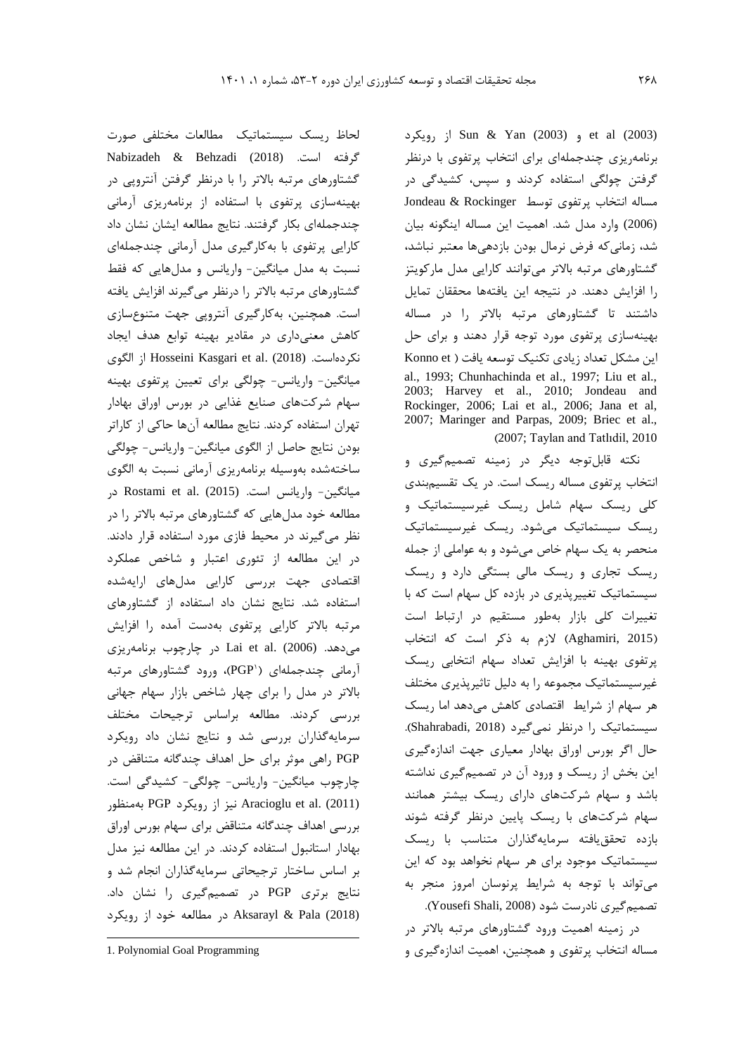Sun & Yan (2003) و et al (2003) از رویکرد برنامه‌ریزی چندجمله‌ای برای انتخاب پرتفوی با درنظر گرفتن چولگی استفاده کردند و سپس، کشیدگی در مساله انتخاب پرتفوی توسط Jondeau & Rockinger (2006) وارد مدل شد. اهمیت این مساله اینگونه بیان شد، زمانی‌که فرض نرمال بودن بازدهی‌ها معتبر نباشد، گشتاورهای مرتبه بالاتر می‌توانند کارایی مدل مارکویتز را افزایش دهند. در نتیجه این یافته‌ها محققان تمایل داشتند تا گشتاورهای مرتبه بالاتر را در مساله بهینه‌سازی پرتفوی مورد توجه قرار دهند و برای حل این مشکل تعداد زیادی تکنیک توسعه یافت (Konno et al., 1993; Chunhachinda et al., 1997; Liu et al., 2003; Harvey et al., 2010; Jondeau and Rockinger, 2006; Lai et al., 2006; Jana et al, 2007; Maringer and Parpas, 2009; Briec et al., 2007; Taylan and Tatlıdil, 2010)

نکته قابل‌توجه دیگر در زمینه تصمیم‌گیری و انتخاب پرتفوی مساله ریسک است. در یک تقسیم‌بندی کلی ریسک سهام شامل ریسک غیرسیستماتیک و ریسک سیستماتیک می‌شود. ریسک غیرسیستماتیک منحصر به یک سهام خاص می‌شود و به عواملی از جمله ریسک تجاری و ریسک مالی بستگی دارد و ریسک سیستماتیک تغییرپذیری در بازده کل سهام است که با تغییرات کلی بازار به‌طور مستقیم در ارتباط است (Aghamiri, 2015) لازم به ذکر است که انتخاب پرتفوی بهینه با افزایش تعداد سهام انتخابی ریسک غیرسیستماتیک مجموعه را به دلیل تاثیرپذیری مختلف هر سهام از شرایط اقتصادی کاهش می‌دهد اما ریسک سیستماتیک را درنظر نمی‌گیرد (Shahrabadi, 2018). حال اگر بورس اوراق بهادار معیاری جهت اندازه‌گیری این بخش از ریسک و ورود آن در تصمیم‌گیری نداشته باشد و سهام شرکت‌های دارای ریسک بیشتر همانند سهام شرکت‌های با ریسک پایین درنظر گرفته شوند بازده تحقق‌یافته سرمایه‌گذاران متناسب با ریسک سیستماتیک موجود برای هر سهام نخواهد بود که این می‌تواند با توجه به شرایط پرنوسان امروز منجر به تصمیم‌گیری نادرست شود (Yousefi Shali, 2008).

در زمینه اهمیت ورود گشتاورهای مرتبه بالاتر در مساله انتخاب پرتفوی و همچنین، اهمیت اندازه‌گیری و لحاظ ریسک سیستماتیک مطالعات مختلفی صورت گرفته است. Nabizadeh & Behzadi (2018) گشتاورهای مرتبه بالاتر را با درنظر گرفتن آنتروپی در بهینه‌سازی پرتفوی با استفاده از برنامه‌ریزی آرمانی چندجمله‌ای بکار گرفتند. نتایج مطالعه ایشان نشان داد کارایی پرتفوی با به‌کارگیری مدل آرمانی چندجمله‌ای نسبت به مدل میانگین- واریانس و مدل‌هایی که فقط گشتاورهای مرتبه بالاتر را درنظر می‌گیرند افزایش یافته است. همچنین، به‌کارگیری آنتروپی جهت متنوع‌سازی کاهش معنی‌داری در مقادیر بهینه توابع هدف ایجاد نکرده‌است. Hosseini Kasgari et al. (2018) از الگوی میانگین- واریانس- چولگی برای تعیین پرتفوی بهینه سهام شرکت‌های صنایع غذایی در بورس اوراق بهادار تهران استفاده کردند. نتایج مطالعه آن‌ها حاکی از کاراتر بودن نتایج حاصل از الگوی میانگین- واریانس- چولگی ساخته‌شده به‌وسیله برنامه‌ریزی آرمانی نسبت به الگوی میانگین- واریانس است. Rostami et al. (2015) در مطالعه خود مدل‌هایی که گشتاورهای مرتبه بالاتر را در نظر می‌گیرند در محیط فازی مورد استفاده قرار دادند. در این مطالعه از تئوری اعتبار و شاخص عملکرد اقتصادی جهت بررسی کارایی مدل‌های ارایه‌شده استفاده شد. نتایج نشان داد استفاده از گشتاورهای مرتبه بالاتر کارایی پرتفوی به‌دست آمده را افزایش می‌دهد. Lai et al. (2006) در چارچوب برنامه‌ریزی آرمانی چندجمله‌ای (PGP[1])، ورود گشتاورهای مرتبه بالاتر در مدل را برای چهار شاخص بازار سهام جهانی بررسی کردند. مطالعه براساس ترجیحات مختلف سرمایه‌گذاران بررسی شد و نتایج نشان داد رویکرد PGP راهی موثر برای حل اهداف چندگانه متناقض در چارچوب میانگین- واریانس- چولگی- کشیدگی است. Aracioglu et al. (2011) نیز از رویکرد PGP به‌منظور بررسی اهداف چندگانه متناقض برای سهام بورس اوراق بهادار استانبول استفاده کردند. در این مطالعه نیز مدل بر اساس ساختار ترجیحاتی سرمایه‌گذاران انجام شد و نتایج برتری PGP در تصمیم‌گیری را نشان داد. Aksarayl & Pala (2018) در مطالعه خود از رویکرد

---

1. Polynomial Goal Programming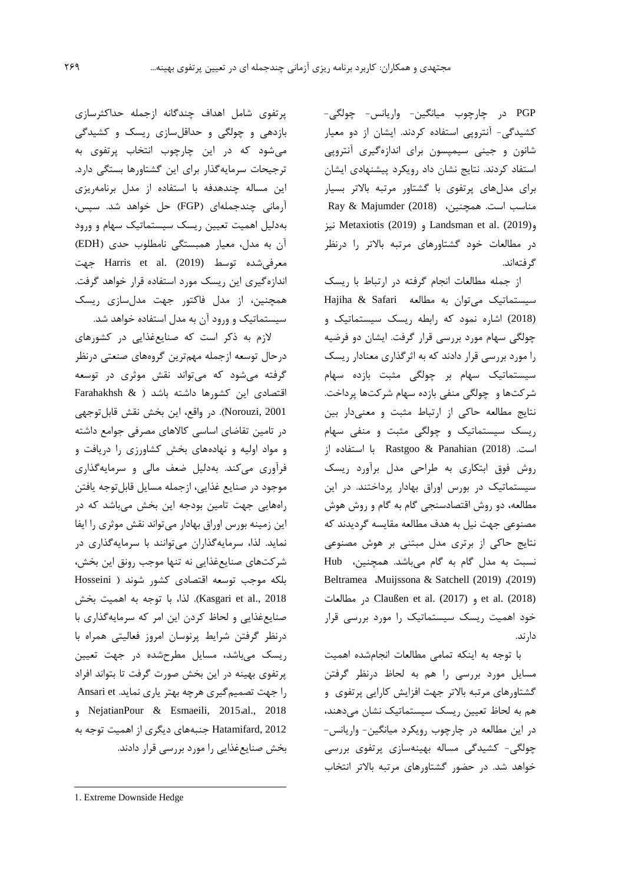PGP در چارچوب میانگین- واریانس- چولگی- کشیدگی- آنتروپی استفاده کردند. ایشان از دو معیار شانون و جینی سیمپسون برای اندازه‌گیری آنتروپی استفاده کردند. نتایج نشان داد رویکرد پیشنهادی ایشان برای مدل‌های پرتفوی با گشتاور مرتبه بالاتر بسیار مناسب است. همچنین، Ray & Majumder (2018) و Landsman et al. (2019) و Metaxiotis (2019) نیز در مطالعات خود گشتاورهای مرتبه بالاتر را درنظر گرفته‌اند.

از جمله مطالعات انجام گرفته در ارتباط با ریسک سیستماتیک می‌توان به مطالعه Hajiha & Safari (2018) اشاره نمود که رابطه ریسک سیستماتیک و چولگی سهام مورد بررسی قرار گرفت. ایشان دو فرضیه را مورد بررسی قرار دادند که به اثرگذاری معنادار ریسک سیستماتیک سهام بر چولگی مثبت بازده سهام شرکت‌ها و چولگی منفی بازده سهام شرکت‌ها پرداخت. نتایج مطالعه حاکی از ارتباط مثبت و معنی‌دار بین ریسک سیستماتیک و چولگی مثبت و منفی سهام است. Rastgoo & Panahian (2018) با استفاده از روش فوق ابتکاری به طراحی مدل برآورد ریسک سیستماتیک در بورس اوراق بهادار پرداختند. در این مطالعه، دو روش اقتصادسنجی گام به گام و روش هوش مصنوعی جهت نیل به هدف مطالعه مقایسه گردیدند که نتایج حاکی از برتری مدل مبتنی بر هوش مصنوعی نسبت به مدل گام به گام می‌باشد. همچنین، Hub (2019)، Muijssona & Satchell (2019)، Beltramea et al. (2018) و Claußen et al. (2017) در مطالعات خود اهمیت ریسک سیستماتیک را مورد بررسی قرار دارند.

با توجه به اینکه تمامی مطالعات انجام‌شده اهمیت مسایل مورد بررسی را هم به لحاظ درنظر گرفتن گشتاورهای مرتبه بالاتر جهت افزایش کارایی پرتفوی و هم به لحاظ تعیین ریسک سیستماتیک نشان می‌دهند، در این مطالعه در چارچوب رویکرد میانگین- واریانس- چولگی- کشیدگی مساله بهینه‌سازی پرتفوی بررسی خواهد شد. در حضور گشتاورهای مرتبه بالاتر انتخاب پرتفوی شامل اهداف چندگانه ازجمله حداکثرسازی بازدهی و چولگی و حداقل‌سازی ریسک و کشیدگی می‌شود که در این چارچوب انتخاب پرتفوی به ترجیحات سرمایه‌گذار برای این گشتاورها بستگی دارد. این مساله چندهدفه با استفاده از مدل برنامه‌ریزی آرمانی چندجمله‌ای (FGP) حل خواهد شد. سپس، به‌دلیل اهمیت تعیین ریسک سیستماتیک سهام و ورود آن به مدل، معیار همبستگی نامطلوب حدی (EDH)[1] معرفی‌شده توسط Harris et al. (2019) جهت اندازه‌گیری این ریسک مورد استفاده قرار خواهد گرفت. همچنین، از مدل فاکتور جهت مدل‌سازی ریسک سیستماتیک و ورود آن به مدل استفاده خواهد شد.

لازم به ذکر است که صنایع‌غذایی در کشورهای درحال توسعه ازجمله مهم‌ترین گروه‌های صنعتی درنظر گرفته می‌شود که می‌تواند نقش موثری در توسعه اقتصادی این کشورها داشته باشد ( Farahakhsh & Norouzi, 2001). در واقع، این بخش نقش قابل‌توجهی در تامین تقاضای اساسی کالاهای مصرفی جوامع داشته و مواد اولیه و نهاده‌های بخش کشاورزی را دریافت و فرآوری می‌کند. به‌دلیل ضعف مالی و سرمایه‌گذاری موجود در صنایع غذایی، ازجمله مسایل قابل‌توجه یافتن راه‌هایی جهت تامین بودجه این بخش می‌باشد که در این زمینه بورس اوراق بهادار می‌تواند نقش موثری را ایفا نماید. لذا، سرمایه‌گذاران می‌توانند با سرمایه‌گذاری در شرکت‌های صنایع‌غذایی نه تنها موجب رونق این بخش، بلکه موجب توسعه اقتصادی کشور شوند ( Hosseini Kasgari et al., 2018). لذا، با توجه به اهمیت بخش صنایع‌غذایی و لحاظ کردن این امر که سرمایه‌گذاری با درنظر گرفتن شرایط پرنوسان امروز فعالیتی همراه با ریسک می‌باشد، مسایل مطرح‌شده در جهت تعیین پرتفوی بهینه در این بخش صورت گرفت تا بتواند افراد را جهت تصمیم‌گیری هرچه بهتر یاری نماید. Ansari et al., 2018، NejatianPour & Esmaeili, 2015 و Hatamifard, 2012 جنبه‌های دیگری از اهمیت توجه به بخش صنایع‌غذایی را مورد بررسی قرار دادند.

---

1. Extreme Downside Hedge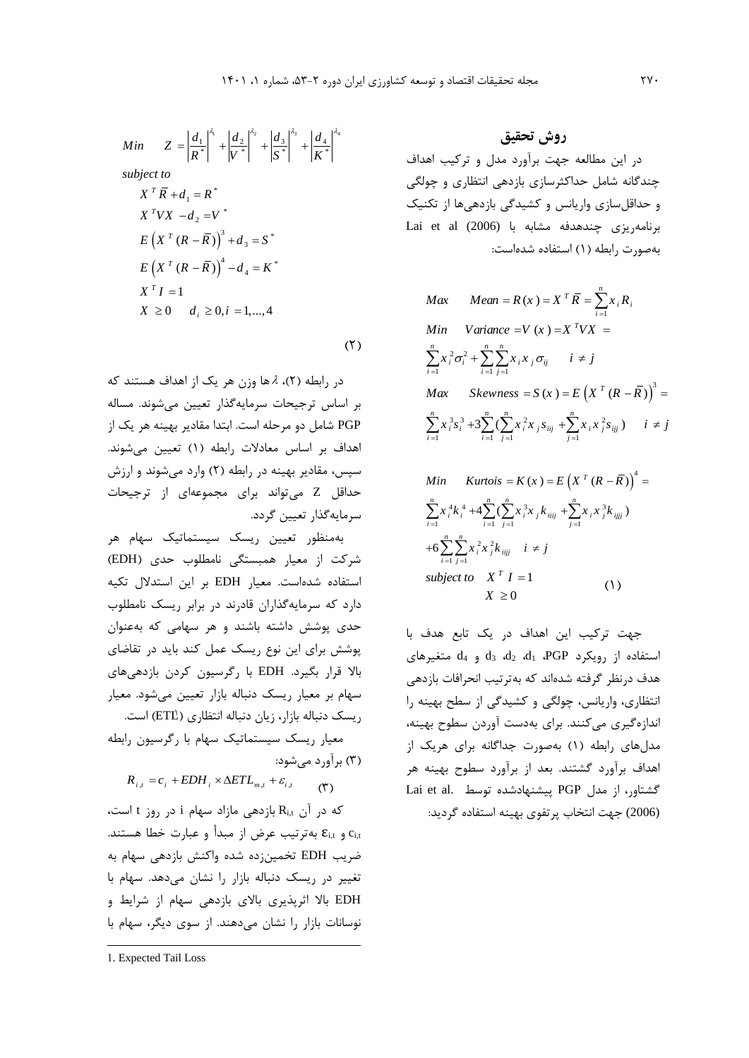## روش تحقیق

در این مطالعه جهت برآورد مدل و ترکیب اهداف چندگانه شامل حداکثرسازی بازدهی انتظاری و چولگی و حداقل‌سازی واریانس و کشیدگی بازدهی‌ها از تکنیک برنامه‌ریزی چندهدفه مشابه با Lai et al (2006) به‌صورت رابطه (۱) استفاده شده‌است:

$$
\begin{aligned}
&Max \quad Mean = R(x) = X^T \bar{R} = \sum_{i=1}^{n} x_i R_i \\
&Min \quad Variance = V(x) = X^T V X = \\
&\sum_{i=1}^{n} x_i^2 \sigma_i^2 + \sum_{i=1}^{n}\sum_{j=1}^{n} x_i x_j \sigma_{ij} \qquad i \neq j \\
&Max \quad Skewness = S(x) = E\left(X^T (R - \bar{R})\right)^3 = \\
&\sum_{i=1}^{n} x_i^3 s_i^3 + 3\sum_{i=1}^{n}\left(\sum_{j=1}^{n} x_i^2 x_j s_{iij} + \sum_{j=1}^{n} x_i x_j^2 s_{ijj}\right) \qquad i \neq j \\
&Min \quad Kurtois = K(x) = E\left(X^T (R - \bar{R})\right)^4 = \\
&\sum_{i=1}^{n} x_i^4 k_i^4 + 4\sum_{i=1}^{n}\left(\sum_{j=1}^{n} x_i^3 x_j k_{iiij} + \sum_{j=1}^{n} x_i x_j^3 k_{ijjj}\right) \\
&+6\sum_{i=1}^{n}\sum_{j=1}^{n} x_i^2 x_j^2 k_{iijj} \qquad i \neq j \\
&subject\ to \quad X^T I = 1 \\
&\qquad X \geq 0
\end{aligned} \qquad (1)
$$

جهت ترکیب این اهداف در یک تابع هدف با استفاده از رویکرد PGP، $d_1$، $d_2$، $d_3$ و $d_4$ متغیرهای هدف درنظر گرفته شده‌اند که به‌ترتیب انحرافات بازدهی انتظاری، واریانس، چولگی و کشیدگی از سطح بهینه را اندازه‌گیری می‌کنند. برای به‌دست آوردن سطوح بهینه، مدل‌های رابطه (۱) به‌صورت جداگانه برای هریک از اهداف برآورد گشتند. بعد از برآورد سطوح بهینه هر گشتاور، از مدل PGP پیشنهادشده توسط .Lai et al (2006) جهت انتخاب پرتفوی بهینه استفاده گردید:

$$
\begin{aligned}
&Min \quad Z = \left|\frac{d_1}{R^*}\right|^{\lambda_1} + \left|\frac{d_2}{V^*}\right|^{\lambda_2} + \left|\frac{d_3}{S^*}\right|^{\lambda_3} + \left|\frac{d_4}{K^*}\right|^{\lambda_4} \\
&subject\ to \\
&\quad X^T \bar{R} + d_1 = R^* \\
&\quad X^T V X - d_2 = V^* \\
&\quad E\left(X^T (R - \bar{R})\right)^3 + d_3 = S^* \\
&\quad E\left(X^T (R - \bar{R})\right)^4 - d_4 = K^* \\
&\quad X^T I = 1 \\
&\quad X \geq 0 \quad d_i \geq 0, i = 1,...,4
\end{aligned} \qquad (2)
$$

در رابطه (۲)، $\lambda$ها وزن هر یک از اهداف هستند که بر اساس ترجیحات سرمایه‌گذار تعیین می‌شوند. مساله PGP شامل دو مرحله است. ابتدا مقادیر بهینه هر یک از اهداف بر اساس معادلات رابطه (۱) تعیین می‌شوند. سپس، مقادیر بهینه در رابطه (۲) وارد می‌شوند و ارزش حداقل Z می‌تواند برای مجموعه‌ای از ترجیحات سرمایه‌گذار تعیین گردد.

به‌منظور تعیین ریسک سیستماتیک سهام هر شرکت از معیار همبستگی نامطلوب حدی (EDH) استفاده شده‌است. معیار EDH بر این استدلال تکیه دارد که سرمایه‌گذاران قادرند در برابر ریسک نامطلوب حدی پوشش داشته باشند و هر سهامی که به‌عنوان پوشش برای این نوع ریسک عمل کند باید در تقاضای بالا قرار بگیرد. EDH با رگرسیون کردن بازدهی‌های سهام بر معیار ریسک دنباله بازار تعیین می‌شود. معیار ریسک دنباله بازار، زیان دنباله انتظاری (ETL[1]) است.

معیار ریسک سیستماتیک سهام با رگرسیون رابطه (۳) برآورد می‌شود:

$$R_{i,t} = c_i + EDH_i \times \Delta ETL_{m,t} + \varepsilon_{i,t} \qquad (3)$$

که در آن $R_{i,t}$ بازدهی مازاد سهام i در روز t است، $c_{i,t}$ و $\varepsilon_{i,t}$ به‌ترتیب عرض از مبدأ و عبارت خطا هستند. ضریب EDH تخمین‌زده شده واکنش بازدهی سهام به تغییر در ریسک دنباله بازار را نشان می‌دهد. سهام با EDH بالا اثرپذیری بالای بازدهی سهام از شرایط و نوسانات بازار را نشان می‌دهند. از سوی دیگر، سهام با

1. Expected Tail Loss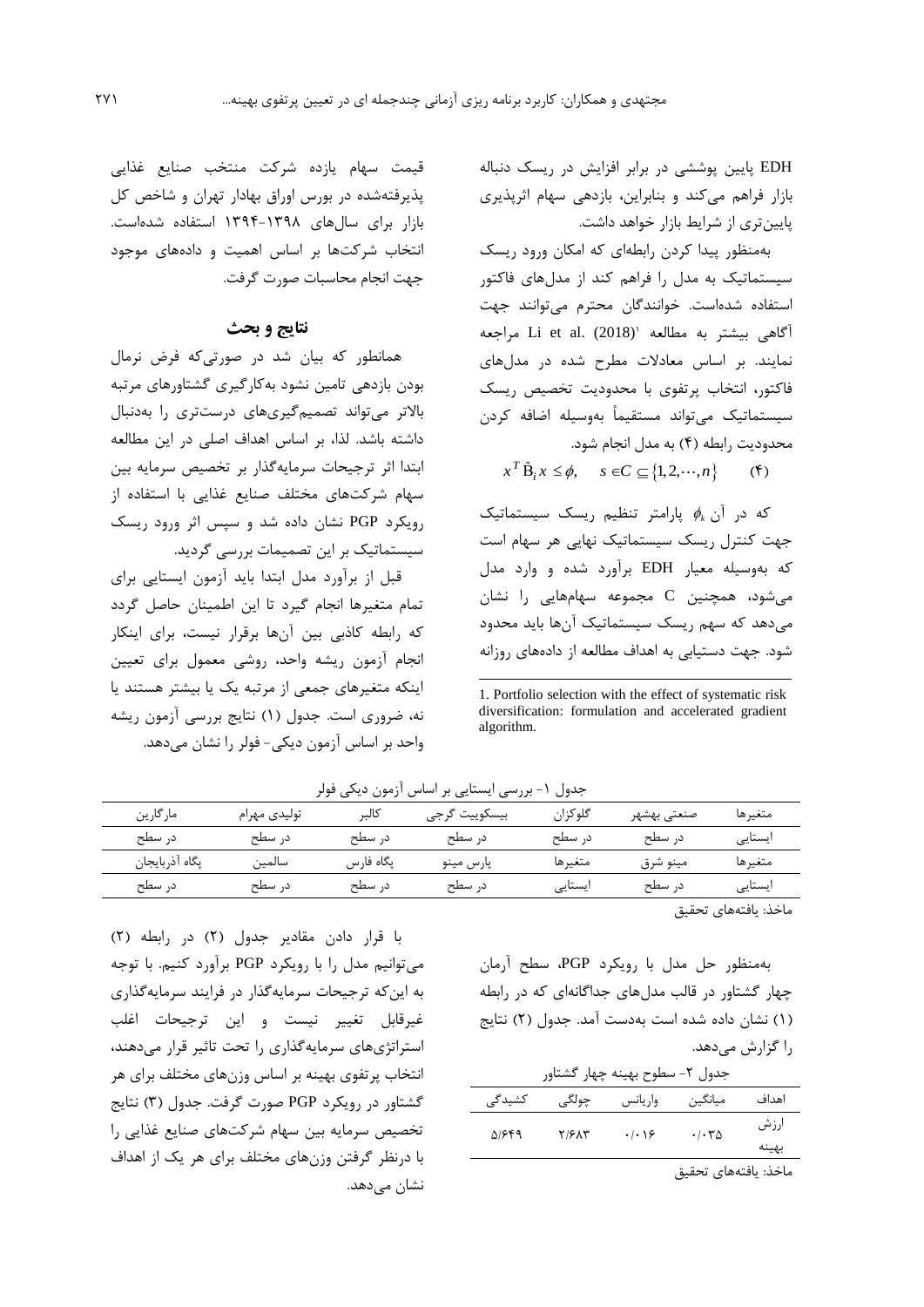EDH پایین پوششی در برابر افزایش در ریسک دنباله بازار فراهم می‌کند و بنابراین، بازدهی سهام اثرپذیری پایین‌تری از شرایط بازار خواهد داشت.

به‌منظور پیدا کردن رابطه‌ای که امکان ورود ریسک سیستماتیک به مدل را فراهم کند از مدل‌های فاکتور استفاده شده‌است. خوانندگان محترم می‌توانند جهت آگاهی بیشتر به مطالعه Li et al. (2018)[1] مراجعه نمایند. بر اساس معادلات مطرح شده در مدل‌های فاکتور، انتخاب پرتفوی با محدودیت تخصیص ریسک سیستماتیک می‌تواند مستقیماً به‌وسیله اضافه کردن محدودیت رابطه (۴) به مدل انجام شود.

$$x^T \hat{B}_i x \leq \phi, \quad s \in C \subseteq \{1, 2, \cdots, n\} \qquad (۴)$$

که در آن $\phi_k$ پارامتر تنظیم ریسک سیستماتیک جهت کنترل ریسک سیستماتیک نهایی هر سهام است که به‌وسیله معیار EDH برآورد شده و وارد مدل می‌شود، همچنین C مجموعه سهام‌هایی را نشان می‌دهد که سهم ریسک سیستماتیک آن‌ها باید محدود شود. جهت دستیابی به اهداف مطالعه از داده‌های روزانه قیمت سهام یازده شرکت منتخب صنایع غذایی پذیرفته‌شده در بورس اوراق بهادار تهران و شاخص کل بازار برای سال‌های ۱۳۹۸-۱۳۹۴ استفاده شده‌است. انتخاب شرکت‌ها بر اساس اهمیت و داده‌های موجود جهت انجام محاسبات صورت گرفت.

1. Portfolio selection with the effect of systematic risk diversification: formulation and accelerated gradient algorithm.

## نتایج و بحث

همانطور که بیان شد در صورتی‌که فرض نرمال بودن بازدهی تامین نشود به‌کارگیری گشتاورهای مرتبه بالاتر می‌تواند تصمیم‌گیری‌های درست‌تری را به‌دنبال داشته باشد. لذا، بر اساس اهداف اصلی در این مطالعه ابتدا اثر ترجیحات سرمایه‌گذار بر تخصیص سرمایه بین سهام شرکت‌های مختلف صنایع غذایی با استفاده از رویکرد PGP نشان داده شد و سپس اثر ورود ریسک سیستماتیک بر این تصمیمات بررسی گردید.

قبل از برآورد مدل ابتدا باید آزمون ایستایی برای تمام متغیرها انجام گیرد تا این اطمینان حاصل گردد که رابطه کاذبی بین آن‌ها برقرار نیست، برای اینکار انجام آزمون ریشه واحد، روشی معمول برای تعیین اینکه متغیرهای جمعی از مرتبه یک یا بیشتر هستند یا نه، ضروری است. جدول (۱) نتایج بررسی آزمون ریشه واحد بر اساس آزمون دیکی- فولر را نشان می‌دهد.

جدول ۱- بررسی ایستایی بر اساس آزمون دیکی فولر

| متغیرها | صنعتی بهشهر | گلوکزان | بیسکوییت گرجی | کالبر | تولیدی مهرام | مارگارین |
|---|---|---|---|---|---|---|
| ایستایی | در سطح | در سطح | در سطح | در سطح | در سطح | در سطح |
| متغیرها | مینو شرق | متغیرها | پارس مینو | پگاه فارس | سالمین | پگاه آذربایجان |
| ایستایی | در سطح | ایستایی | در سطح | در سطح | در سطح | در سطح |

ماخذ: یافته‌های تحقیق

به‌منظور حل مدل با رویکرد PGP، سطح آرمان چهار گشتاور در قالب مدل‌های جداگانه‌ای که در رابطه (۱) نشان داده شده است به‌دست آمد. جدول (۲) نتایج را گزارش می‌دهد.

جدول ۲- سطوح بهینه چهار گشتاور

| اهداف | میانگین | واریانس | چولگی | کشیدگی |
|---|---|---|---|---|
| ارزش بهینه | ۰/۰۳۵ | ۰/۰۱۶ | ۲/۶۸۳ | ۵/۶۴۹ |

ماخذ: یافته‌های تحقیق

با قرار دادن مقادیر جدول (۲) در رابطه (۲) می‌توانیم مدل را با رویکرد PGP برآورد کنیم. با توجه به این‌که ترجیحات سرمایه‌گذار در فرایند سرمایه‌گذاری غیرقابل تغییر نیست و این ترجیحات اغلب استراتژی‌های سرمایه‌گذاری را تحت تاثیر قرار می‌دهند، انتخاب پرتفوی بهینه بر اساس وزن‌های مختلف برای هر گشتاور در رویکرد PGP صورت گرفت. جدول (۳) نتایج تخصیص سرمایه بین سهام شرکت‌های صنایع غذایی را با درنظر گرفتن وزن‌های مختلف برای هر یک از اهداف نشان می‌دهد.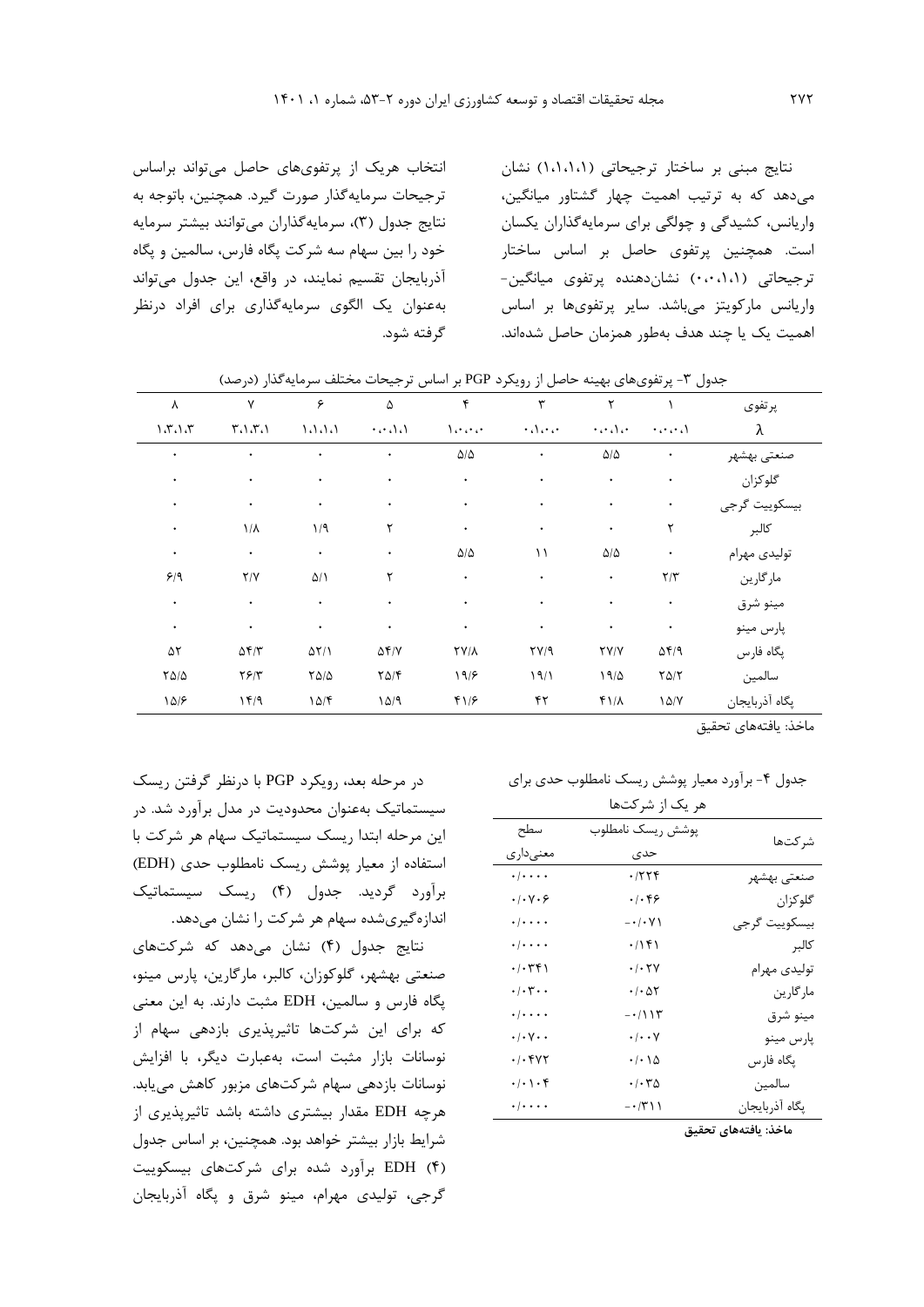نتایج مبنی بر ساختار ترجیحاتی (۱،۱،۱،۱) نشان می‌دهد که به ترتیب اهمیت چهار گشتاور میانگین، واریانس، کشیدگی و چولگی برای سرمایه‌گذاران یکسان است. همچنین پرتفوی حاصل بر اساس ساختار ترجیحاتی (۰،۰،۱،۱) نشان‌دهنده پرتفوی میانگین-واریانس مارکویتز می‌باشد. سایر پرتفوی‌ها بر اساس اهمیت یک یا چند هدف به‌طور همزمان حاصل شده‌اند.

انتخاب هریک از پرتفوی‌های حاصل می‌تواند براساس ترجیحات سرمایه‌گذار صورت گیرد. همچنین، باتوجه به نتایج جدول (۳)، سرمایه‌گذاران می‌توانند بیشتر سرمایه خود را بین سهام سه شرکت پگاه فارس، سالمین و پگاه آذربایجان تقسیم نمایند، در واقع، این جدول می‌تواند به‌عنوان یک الگوی سرمایه‌گذاری برای افراد درنظر گرفته شود.

جدول ۳- پرتفوی‌های بهینه حاصل از رویکرد PGP بر اساس ترجیحات مختلف سرمایه‌گذار (درصد)

| پرتفوی | ۱ | ۲ | ۳ | ۴ | ۵ | ۶ | ۷ | ۸ |
|---|---|---|---|---|---|---|---|---|
| λ | ۰،۰،۰،۱ | ۰،۰،۱،۰ | ۰،۱،۰،۰ | ۱،۰،۰،۰ | ۰،۰،۱،۱ | ۱،۱،۱،۱ | ۳،۱،۳،۱ | ۱،۳،۱،۳ |
| صنعتی بهشهر | ۰ | ۵/۵ | ۰ | ۵/۵ | ۰ | ۰ | ۰ | ۰ |
| گلوکزان | ۰ | ۰ | ۰ | ۰ | ۰ | ۰ | ۰ | ۰ |
| بیسکوییت گرجی | ۰ | ۰ | ۰ | ۰ | ۰ | ۰ | ۰ | ۰ |
| کالبر | ۲ | ۰ | ۰ | ۰ | ۲ | ۱/۹ | ۱/۸ | ۰ |
| تولیدی مهرام | ۰ | ۵/۵ | ۱۱ | ۵/۵ | ۰ | ۰ | ۰ | ۰ |
| مارگارین | ۲/۳ | ۰ | ۰ | ۰ | ۲ | ۵/۱ | ۲/۷ | ۶/۹ |
| مینو شرق | ۰ | ۰ | ۰ | ۰ | ۰ | ۰ | ۰ | ۰ |
| پارس مینو | ۰ | ۰ | ۰ | ۰ | ۰ | ۰ | ۰ | ۰ |
| پگاه فارس | ۵۴/۹ | ۲۷/۷ | ۲۷/۹ | ۲۷/۸ | ۵۴/۷ | ۵۲/۱ | ۵۴/۳ | ۵۲ |
| سالمین | ۲۵/۲ | ۱۹/۵ | ۱۹/۱ | ۱۹/۶ | ۲۵/۴ | ۲۵/۵ | ۲۶/۳ | ۲۵/۵ |
| پگاه آذربایجان | ۱۵/۷ | ۴۱/۸ | ۴۲ | ۴۱/۶ | ۱۵/۹ | ۱۵/۴ | ۱۴/۹ | ۱۵/۶ |

ماخذ: یافته‌های تحقیق

جدول ۴- برآورد معیار پوشش ریسک نامطلوب حدی برای هر یک از شرکت‌ها

| شرکت‌ها | پوشش ریسک نامطلوب حدی | سطح معنی‌داری |
|---|---|---|
| صنعتی بهشهر | ۰/۲۲۴ | ۰/۰۰۰۰ |
| گلوکزان | ۰/۰۴۶ | ۰/۰۷۰۶ |
| بیسکوییت گرجی | ۰/۰۷۱- | ۰/۰۰۰۰ |
| کالبر | ۰/۱۴۱ | ۰/۰۰۰۰ |
| تولیدی مهرام | ۰/۰۲۷ | ۰/۰۳۴۱ |
| مارگارین | ۰/۰۵۲ | ۰/۰۳۰۰ |
| مینو شرق | ۰/۱۱۳- | ۰/۰۰۰۰ |
| پارس مینو | ۰/۰۰۷ | ۰/۰۷۰۰ |
| پگاه فارس | ۰/۰۱۵ | ۰/۰۴۷۲ |
| سالمین | ۰/۰۳۵ | ۰/۰۱۰۴ |
| پگاه آذربایجان | ۰/۳۱۱- | ۰/۰۰۰۰ |

**ماخذ: یافته‌های تحقیق**

در مرحله بعد، رویکرد PGP با درنظر گرفتن ریسک سیستماتیک به‌عنوان محدودیت در مدل برآورد شد. در این مرحله ابتدا ریسک سیستماتیک سهام هر شرکت با استفاده از معیار پوشش ریسک نامطلوب حدی (EDH) برآورد گردید. جدول (۴) ریسک سیستماتیک اندازه‌گیری‌شده سهام هر شرکت را نشان می‌دهد.

نتایج جدول (۴) نشان می‌دهد که شرکت‌های صنعتی بهشهر، گلوکزان، کالبر، مارگارین، پارس مینو، پگاه فارس و سالمین، EDH مثبت دارند. به این معنی که برای این شرکت‌ها تاثیرپذیری بازدهی سهام از نوسانات بازار مثبت است، به‌عبارت دیگر، با افزایش نوسانات بازدهی سهام شرکت‌های مزبور کاهش می‌یابد. هرچه EDH مقدار بیشتری داشته باشد تاثیرپذیری از شرایط بازار بیشتر خواهد بود. همچنین، بر اساس جدول (۴) EDH برآورد شده برای شرکت‌های بیسکوییت گرجی، تولیدی مهرام، مینو شرق و پگاه آذربایجان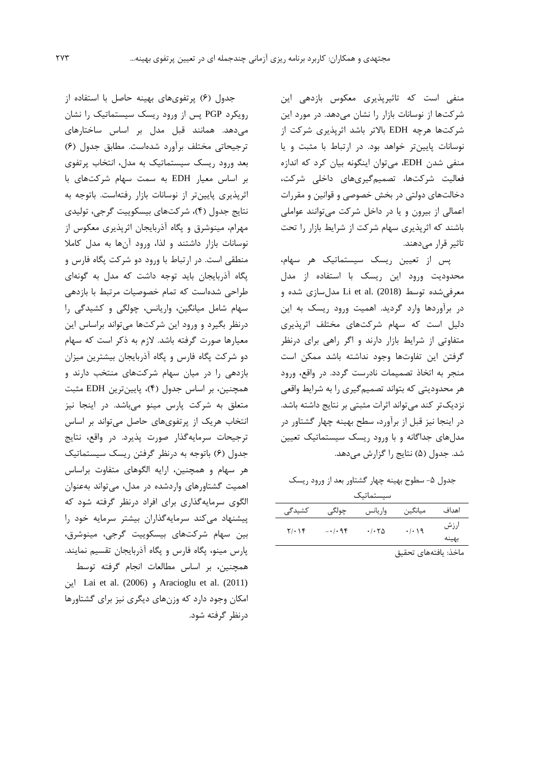منفی است که تاثیرپذیری معکوس بازدهی این شرکت‌ها از نوسانات بازار را نشان می‌دهد. در مورد این شرکت‌ها هرچه EDH بالاتر باشد اثرپذیری شرکت از نوسانات پایین‌تر خواهد بود. در ارتباط با مثبت و یا منفی شدن EDH، می‌توان اینگونه بیان کرد که اندازه فعالیت شرکت‌ها، تصمیم‌گیری‌های داخلی شرکت، دخالت‌های دولتی در بخش خصوصی و قوانین و مقررات اعمالی از بیرون و یا در داخل شرکت می‌توانند عواملی باشند که اثرپذیری سهام شرکت از شرایط بازار را تحت تاثیر قرار می‌دهند.

پس از تعیین ریسک سیستماتیک هر سهام، محدودیت ورود این ریسک با استفاده از مدل معرفی‌شده توسط Li et al. (2018) مدل‌سازی شده و در برآوردها وارد گردید. اهمیت ورود ریسک به این دلیل است که سهام شرکت‌های مختلف اثرپذیری متفاوتی از شرایط بازار دارند و اگر راهی برای درنظر گرفتن این تفاوت‌ها وجود نداشته باشد ممکن است منجر به اتخاذ تصمیمات نادرست گردد. در واقع، ورود هر محدودیتی که بتواند تصمیم‌گیری را به شرایط واقعی نزدیک‌تر کند می‌تواند اثرات مثبتی بر نتایج داشته باشد. در اینجا نیز قبل از برآورد، سطح بهینه چهار گشتاور در مدل‌های جداگانه و با ورود ریسک سیستماتیک تعیین شد. جدول (۵) نتایج را گزارش می‌دهد.

جدول ۵- سطوح بهینه چهار گشتاور بعد از ورود ریسک سیستماتیک

| اهداف | میانگین | واریانس | چولگی | کشیدگی |
|---|---|---|---|---|
| ارزش بهینه | ۰/۰۱۹ | ۰/۰۲۵ | -۰/۰۹۴ | ۲/۰۱۴ |

ماخذ: یافته‌های تحقیق

جدول (۶) پرتفوی‌های بهینه حاصل با استفاده از رویکرد PGP پس از ورود ریسک سیستماتیک را نشان می‌دهد. همانند قبل مدل بر اساس ساختارهای ترجیحاتی مختلف برآورد شده‌است. مطابق جدول (۶) بعد ورود ریسک سیستماتیک به مدل، انتخاب پرتفوی بر اساس معیار EDH به سمت سهام شرکت‌های با اثرپذیری پایین‌تر از نوسانات بازار رفته‌است. باتوجه به نتایج جدول (۴)، شرکت‌های بیسکوییت گرجی، تولیدی مهرام، مینوشرق و پگاه آذربایجان اثرپذیری معکوس از نوسانات بازار داشتند و لذا، ورود آن‌ها به مدل کاملا منطقی است. در ارتباط با ورود دو شرکت پگاه فارس و پگاه آذربایجان باید توجه داشت که مدل به گونه‌ای طراحی شده‌است که تمام خصوصیات مرتبط با بازدهی سهام شامل میانگین، واریانس، چولگی و کشیدگی را درنظر بگیرد و ورود این شرکت‌ها می‌تواند براساس این معیارها صورت گرفته باشد. لازم به ذکر است که سهام دو شرکت پگاه فارس و پگاه آذربایجان بیشترین میزان بازدهی را در میان سهام شرکت‌های منتخب دارند و همچنین، بر اساس جدول (۴)، پایین‌ترین EDH مثبت متعلق به شرکت پارس مینو می‌باشد. در اینجا نیز انتخاب هریک از پرتفوی‌های حاصل می‌تواند بر اساس ترجیحات سرمایه‌گذار صورت پذیرد. در واقع، نتایج جدول (۶) باتوجه به درنظر گرفتن ریسک سیستماتیک هر سهام و همچنین، ارایه الگوهای متفاوت براساس اهمیت گشتاورهای واردشده در مدل، می‌تواند به‌عنوان الگوی سرمایه‌گذاری برای افراد درنظر گرفته شود که پیشنهاد می‌کند سرمایه‌گذاران بیشتر سرمایه خود را بین سهام شرکت‌های بیسکوییت گرجی، مینوشرق، پارس مینو، پگاه فارس و پگاه آذربایجان تقسیم نمایند. همچنین، بر اساس مطالعات انجام گرفته توسط Lai et al. (2006) و Aracioglu et al. (2011) این امکان وجود دارد که وزن‌های دیگری نیز برای گشتاورها درنظر گرفته شود.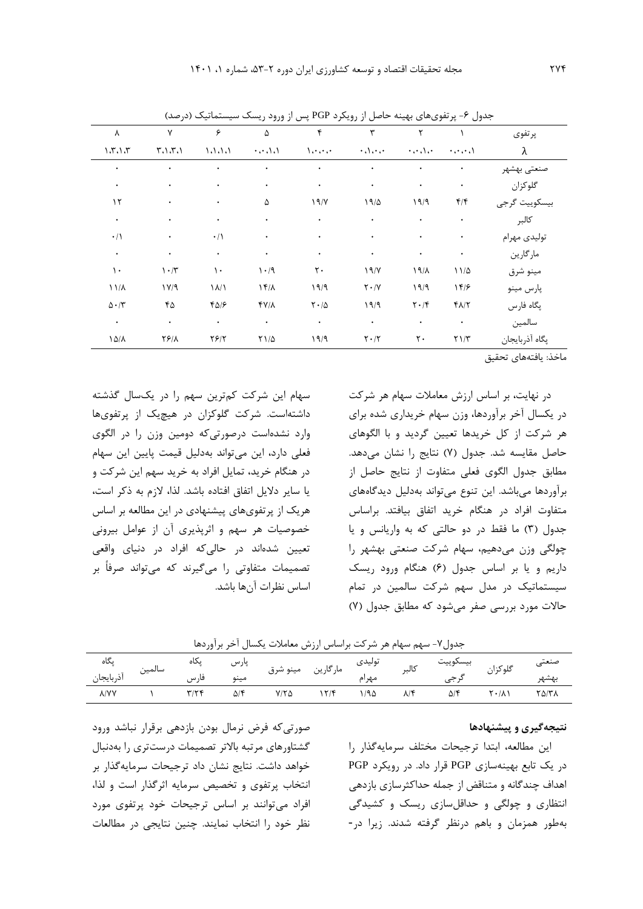جدول ۶- پرتفوی‌های بهینه حاصل از رویکرد PGP پس از ورود ریسک سیستماتیک (درصد)

| پرتفوی | ۱ | ۲ | ۳ | ۴ | ۵ | ۶ | ۷ | ۸ |
|---|---|---|---|---|---|---|---|---|
| λ | ۱،۰،۰،۰ | ۰،۱،۰،۰ | ۰،۰،۱،۰ | ۰،۰،۰،۱ | ۱،۰،۰،۱ | ۱،۱،۱،۱ | ۳،۱،۳،۱ | ۱،۳،۱،۳ |
| صنعتی بهشهر | ۰ | ۰ | ۰ | ۰ | ۰ | ۰ | ۰ | ۰ |
| گلوکزان | ۰ | ۰ | ۰ | ۰ | ۰ | ۰ | ۰ | ۰ |
| بیسکوییت گرجی | ۴/۴ | ۱۹/۹ | ۱۹/۵ | ۱۹/۷ | ۵ | ۰ | ۰ | ۱۲ |
| کالبر | ۰ | ۰ | ۰ | ۰ | ۰ | ۰ | ۰ | ۰ |
| تولیدی مهرام | ۰ | ۰ | ۰ | ۰ | ۰ | ۰/۱ | ۰ | ۰/۱ |
| مارگارین | ۰ | ۰ | ۰ | ۰ | ۰ | ۰ | ۰ | ۰ |
| مینو شرق | ۱۱/۵ | ۱۹/۸ | ۱۹/۷ | ۲۰ | ۱۰/۹ | ۱۰ | ۱۰/۳ | ۱۰ |
| پارس مینو | ۱۴/۶ | ۱۹/۹ | ۲۰/۷ | ۱۹/۹ | ۱۴/۸ | ۱۸/۱ | ۱۷/۹ | ۱۱/۸ |
| پگاه فارس | ۴۸/۲ | ۲۰/۴ | ۱۹/۹ | ۲۰/۵ | ۴۷/۸ | ۴۵/۶ | ۴۵ | ۵۰/۳ |
| سالمین | ۰ | ۰ | ۰ | ۰ | ۰ | ۰ | ۰ | ۰ |
| پگاه آذربایجان | ۲۱/۳ | ۲۰ | ۲۰/۲ | ۱۹/۹ | ۲۱/۵ | ۲۶/۲ | ۲۶/۸ | ۱۵/۸ |

ماخذ: یافته‌های تحقیق

در نهایت، بر اساس ارزش معاملات سهام هر شرکت در یکسال آخر برآوردها، وزن سهام خریداری شده برای هر شرکت از کل خریدها تعیین گردید و با الگوهای حاصل مقایسه شد. جدول (۷) نتایج را نشان می‌دهد. مطابق جدول الگوی فعلی متفاوت از نتایج حاصل از برآوردها می‌باشد. این تنوع می‌تواند به‌دلیل دیدگاه‌های متفاوت افراد در هنگام خرید اتفاق بیافتد. براساس جدول (۳) ما فقط در دو حالتی که به واریانس و یا چولگی وزن می‌دهیم، سهام شرکت صنعتی بهشهر را داریم و یا بر اساس جدول (۶) هنگام ورود ریسک سیستماتیک در مدل سهم شرکت سالمین در تمام حالات مورد بررسی صفر می‌شود که مطابق جدول (۷) سهام این شرکت کم‌ترین سهم را در یک‌سال گذشته داشته‌است. شرکت گلوکزان در هیچ‌یک از پرتفوی‌ها وارد نشده‌است درصورتی‌که دومین وزن را در الگوی فعلی دارد، این می‌تواند به‌دلیل قیمت پایین این سهام در هنگام خرید، تمایل افراد به خرید سهم این شرکت و یا سایر دلایل اتفاق افتاده باشد. لذا، لازم به ذکر است، هریک از پرتفوی‌های پیشنهادی در این مطالعه بر اساس خصوصیات هر سهم و اثرپذیری آن از عوامل بیرونی تعیین شده‌اند در حالی‌که افراد در دنیای واقعی تصمیمات متفاوتی را می‌گیرند که می‌تواند صرفاً بر اساس نظرات آن‌ها باشد.

جدول۷- سهم سهام هر شرکت براساس ارزش معاملات یکسال آخر برآوردها

| صنعتی بهشهر | گلوکزان | بیسکوییت گرجی | کالبر | تولیدی مهرام | مارگارین | مینو شرق | پارس مینو | پگاه فارس | سالمین | پگاه آذربایجان |
|---|---|---|---|---|---|---|---|---|---|---|
| ۲۵/۳۸ | ۲۰/۸۱ | ۵/۴ | ۸/۴ | ۱/۹۵ | ۱۲/۴ | ۷/۲۵ | ۵/۴ | ۳/۲۴ | ۱ | ۸/۷۷ |

## نتیجه‌گیری و پیشنهادها

این مطالعه، ابتدا ترجیحات مختلف سرمایه‌گذار را در یک تابع بهینه‌سازی PGP قرار داد. در رویکرد PGP اهداف چندگانه و متناقض از جمله حداکثرسازی بازدهی انتظاری و چولگی و حداقل‌سازی ریسک و کشیدگی به‌طور همزمان و باهم درنظر گرفته شدند. زیرا در-صورتی‌که فرض نرمال بودن بازدهی برقرار نباشد ورود گشتاورهای مرتبه بالاتر تصمیمات درست‌تری را به‌دنبال خواهد داشت. نتایج نشان داد ترجیحات سرمایه‌گذار بر انتخاب پرتفوی و تخصیص سرمایه اثرگذار است و لذا، افراد می‌توانند بر اساس ترجیحات خود پرتفوی مورد نظر خود را انتخاب نمایند. چنین نتایجی در مطالعات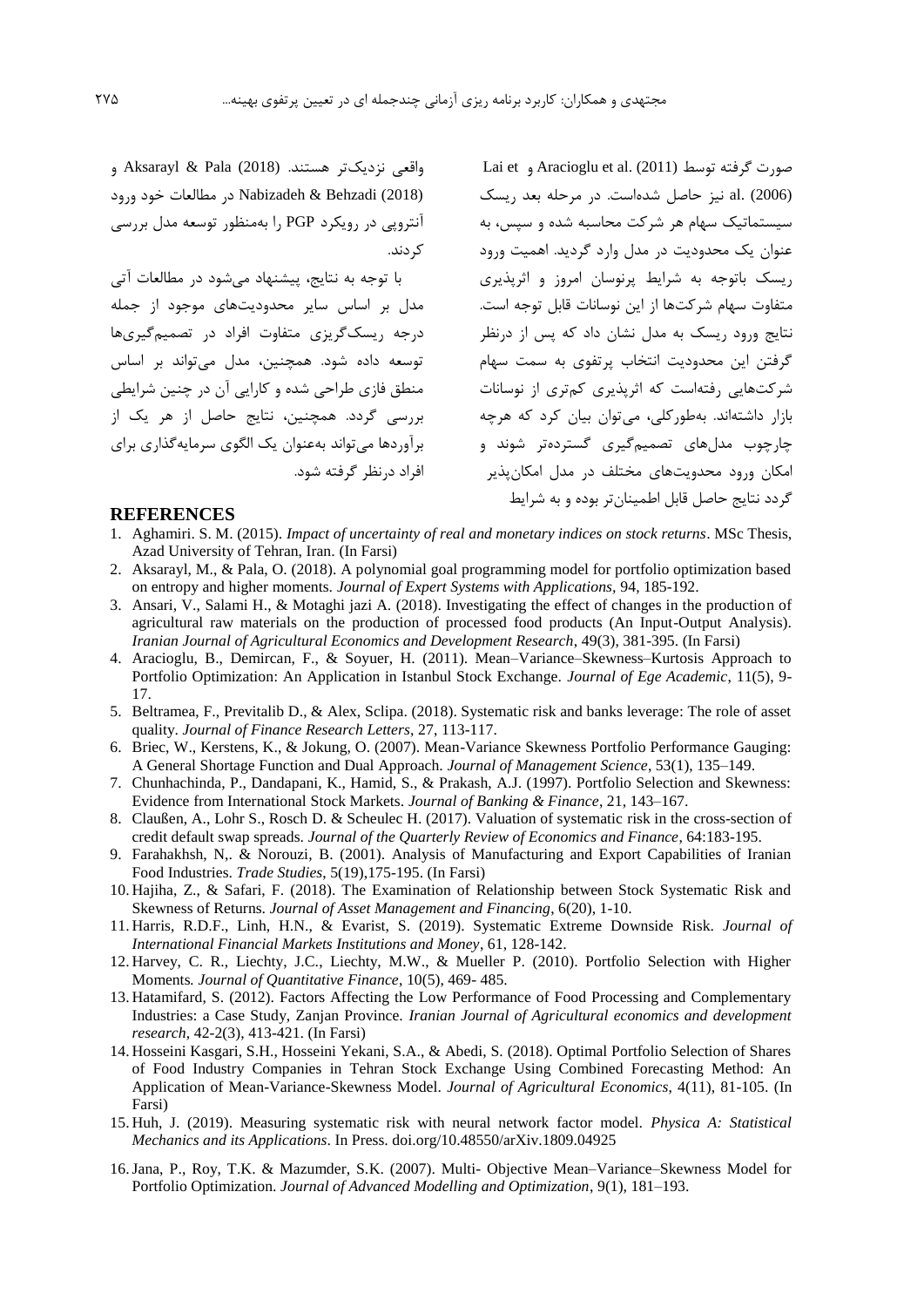صورت گرفته توسط Aracioglu et al. (2011) و Lai et al. (2006) نیز حاصل شده‌است. در مرحله بعد ریسک سیستماتیک سهام هر شرکت محاسبه شده و سپس، به عنوان یک محدودیت در مدل وارد گردید. اهمیت ورود ریسک باتوجه به شرایط پرنوسان امروز و اثرپذیری متفاوت سهام شرکت‌ها از این نوسانات قابل توجه است. نتایج ورود ریسک به مدل نشان داد که پس از درنظر گرفتن این محدودیت انتخاب پرتفوی به سمت سهام شرکت‌هایی رفته‌است که اثرپذیری کم‌تری از نوسانات بازار داشته‌اند. به‌طورکلی، می‌توان بیان کرد که هرچه چارچوب مدل‌های تصمیم‌گیری گسترده‌تر شوند و امکان ورود محدودیت‌های مختلف در مدل امکان‌پذیر گردد نتایج حاصل قابل اطمینان‌تر بوده و به شرایط واقعی نزدیک‌تر هستند. Aksarayl & Pala (2018) و Nabizadeh & Behzadi (2018) در مطالعات خود ورود آنتروپی در رویکرد PGP را به‌منظور توسعه مدل بررسی کردند.

با توجه به نتایج، پیشنهاد می‌شود در مطالعات آتی مدل بر اساس سایر محدودیت‌های موجود از جمله درجه ریسک‌گریزی متفاوت افراد در تصمیم‌گیری‌ها توسعه داده شود. همچنین، مدل می‌تواند بر اساس منطق فازی طراحی شده و کارایی آن در چنین شرایطی بررسی گردد. همچنین، نتایج حاصل از هر یک از برآوردها می‌تواند به‌عنوان یک الگوی سرمایه‌گذاری برای افراد درنظر گرفته شود.

## REFERENCES

1. Aghamiri. S. M. (2015). *Impact of uncertainty of real and monetary indices on stock returns*. MSc Thesis, Azad University of Tehran, Iran. (In Farsi)
2. Aksarayl, M., & Pala, O. (2018). A polynomial goal programming model for portfolio optimization based on entropy and higher moments. *Journal of Expert Systems with Applications*, 94, 185-192.
3. Ansari, V., Salami H., & Motaghi jazi A. (2018). Investigating the effect of changes in the production of agricultural raw materials on the production of processed food products (An Input-Output Analysis). *Iranian Journal of Agricultural Economics and Development Research*, 49(3), 381-395. (In Farsi)
4. Aracioglu, B., Demircan, F., & Soyuer, H. (2011). Mean–Variance–Skewness–Kurtosis Approach to Portfolio Optimization: An Application in Istanbul Stock Exchange. *Journal of Ege Academic*, 11(5), 9-17.
5. Beltramea, F., Previtalib D., & Alex, Sclipa. (2018). Systematic risk and banks leverage: The role of asset quality. *Journal of Finance Research Letters*, 27, 113-117.
6. Briec, W., Kerstens, K., & Jokung, O. (2007). Mean-Variance Skewness Portfolio Performance Gauging: A General Shortage Function and Dual Approach. *Journal of Management Science*, 53(1), 135–149.
7. Chunhachinda, P., Dandapani, K., Hamid, S., & Prakash, A.J. (1997). Portfolio Selection and Skewness: Evidence from International Stock Markets. *Journal of Banking & Finance*, 21, 143–167.
8. Claußen, A., Lohr S., Rosch D. & Scheulec H. (2017). Valuation of systematic risk in the cross-section of credit default swap spreads. *Journal of the Quarterly Review of Economics and Finance*, 64:183-195.
9. Farahakhsh, N,. & Norouzi, B. (2001). Analysis of Manufacturing and Export Capabilities of Iranian Food Industries. *Trade Studies*, 5(19),175-195. (In Farsi)
10. Hajiha, Z., & Safari, F. (2018). The Examination of Relationship between Stock Systematic Risk and Skewness of Returns. *Journal of Asset Management and Financing*, 6(20), 1-10.
11. Harris, R.D.F., Linh, H.N., & Evarist, S. (2019). Systematic Extreme Downside Risk. *Journal of International Financial Markets Institutions and Money*, 61, 128-142.
12. Harvey, C. R., Liechty, J.C., Liechty, M.W., & Mueller P. (2010). Portfolio Selection with Higher Moments*. Journal of Quantitative Finance*, 10(5), 469- 485.
13. Hatamifard, S. (2012). Factors Affecting the Low Performance of Food Processing and Complementary Industries: a Case Study, Zanjan Province. *Iranian Journal of Agricultural economics and development research*, 42-2(3), 413-421. (In Farsi)
14. Hosseini Kasgari, S.H., Hosseini Yekani, S.A., & Abedi, S. (2018). Optimal Portfolio Selection of Shares of Food Industry Companies in Tehran Stock Exchange Using Combined Forecasting Method: An Application of Mean-Variance-Skewness Model. *Journal of Agricultural Economics*, 4(11), 81-105. (In Farsi)
15. Huh, J. (2019). Measuring systematic risk with neural network factor model. *Physica A: Statistical Mechanics and its Applications*. In Press. doi.org/10.48550/arXiv.1809.04925
16. Jana, P., Roy, T.K. & Mazumder, S.K. (2007). Multi- Objective Mean–Variance–Skewness Model for Portfolio Optimization. *Journal of Advanced Modelling and Optimization*, 9(1), 181–193.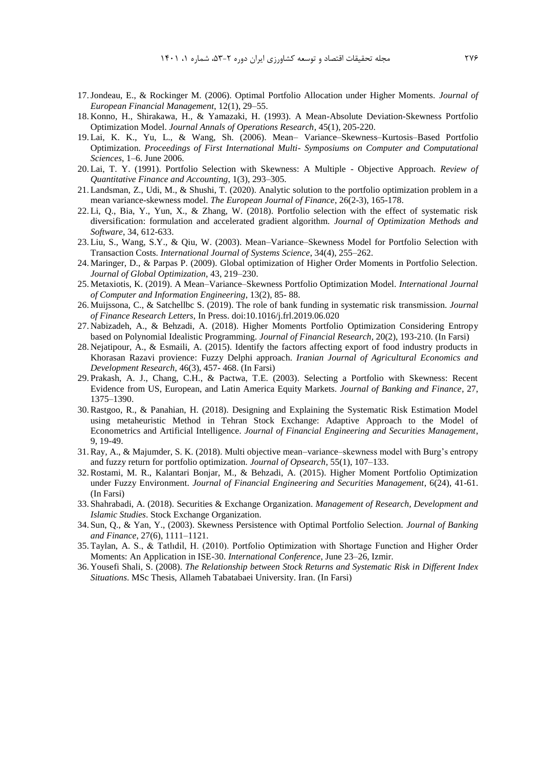17. Jondeau, E., & Rockinger M. (2006). Optimal Portfolio Allocation under Higher Moments. *Journal of European Financial Management*, 12(1), 29–55.
18. Konno, H., Shirakawa, H., & Yamazaki, H. (1993). A Mean-Absolute Deviation-Skewness Portfolio Optimization Model. *Journal Annals of Operations Research*, 45(1), 205-220.
19. Lai, K. K., Yu, L., & Wang, Sh. (2006). Mean– Variance–Skewness–Kurtosis–Based Portfolio Optimization. *Proceedings of First International Multi- Symposiums on Computer and Computational Sciences*, 1–6. June 2006.
20. Lai, T. Y. (1991). Portfolio Selection with Skewness: A Multiple - Objective Approach. *Review of Quantitative Finance and Accounting*, 1(3), 293–305.
21. Landsman, Z., Udi, M., & Shushi, T. (2020). Analytic solution to the portfolio optimization problem in a mean variance-skewness model. *The European Journal of Finance*, 26(2-3), 165-178.
22. Li, Q., Bia, Y., Yun, X., & Zhang, W. (2018). Portfolio selection with the effect of systematic risk diversification: formulation and accelerated gradient algorithm. *Journal of Optimization Methods and Software*, 34, 612-633.
23. Liu, S., Wang, S.Y., & Qiu, W. (2003). Mean–Variance–Skewness Model for Portfolio Selection with Transaction Costs. *International Journal of Systems Science*, 34(4), 255–262.
24. Maringer, D., & Parpas P. (2009). Global optimization of Higher Order Moments in Portfolio Selection. *Journal of Global Optimization*, 43, 219–230.
25. Metaxiotis, K. (2019). A Mean–Variance–Skewness Portfolio Optimization Model. *International Journal of Computer and Information Engineering*, 13(2), 85- 88.
26. Muijssona, C., & Satchellbc S. (2019). The role of bank funding in systematic risk transmission. *Journal of Finance Research Letters,* In Press. doi:10.1016/j.frl.2019.06.020
27. Nabizadeh, A., & Behzadi, A. (2018). Higher Moments Portfolio Optimization Considering Entropy based on Polynomial Idealistic Programming. *Journal of Financial Research*, 20(2), 193-210. (In Farsi)
28. Nejatipour, A., & Esmaili, A. (2015). Identify the factors affecting export of food industry products in Khorasan Razavi provience: Fuzzy Delphi approach. *Iranian Journal of Agricultural Economics and Development Research*, 46(3), 457- 468. (In Farsi)
29. Prakash, A. J., Chang, C.H., & Pactwa, T.E. (2003). Selecting a Portfolio with Skewness: Recent Evidence from US, European, and Latin America Equity Markets. *Journal of Banking and Finance*, 27, 1375–1390.
30. Rastgoo, R., & Panahian, H. (2018). Designing and Explaining the Systematic Risk Estimation Model using metaheuristic Method in Tehran Stock Exchange: Adaptive Approach to the Model of Econometrics and Artificial Intelligence. *Journal of Financial Engineering and Securities Management*, 9, 19-49.
31. Ray, A., & Majumder, S. K. (2018). Multi objective mean–variance–skewness model with Burg's entropy and fuzzy return for portfolio optimization. *Journal of Opsearch,* 55(1), 107–133.
32. Rostami, M. R., Kalantari Bonjar, M., & Behzadi, A. (2015). Higher Moment Portfolio Optimization under Fuzzy Environment. *Journal of Financial Engineering and Securities Management*, 6(24), 41-61. (In Farsi)
33. Shahrabadi, A. (2018). Securities & Exchange Organization. *Management of Research, Development and Islamic Studies*. Stock Exchange Organization.
34. Sun, Q., & Yan, Y., (2003). Skewness Persistence with Optimal Portfolio Selection. *Journal of Banking and Finance*, 27(6), 1111–1121.
35. Taylan, A. S., & Tatlıdil, H. (2010). Portfolio Optimization with Shortage Function and Higher Order Moments: An Application in ISE-30. *International Conference*, June 23–26, Izmir.
36. Yousefi Shali, S. (2008). *The Relationship between Stock Returns and Systematic Risk in Different Index Situations*. MSc Thesis, Allameh Tabatabaei University. Iran. (In Farsi)